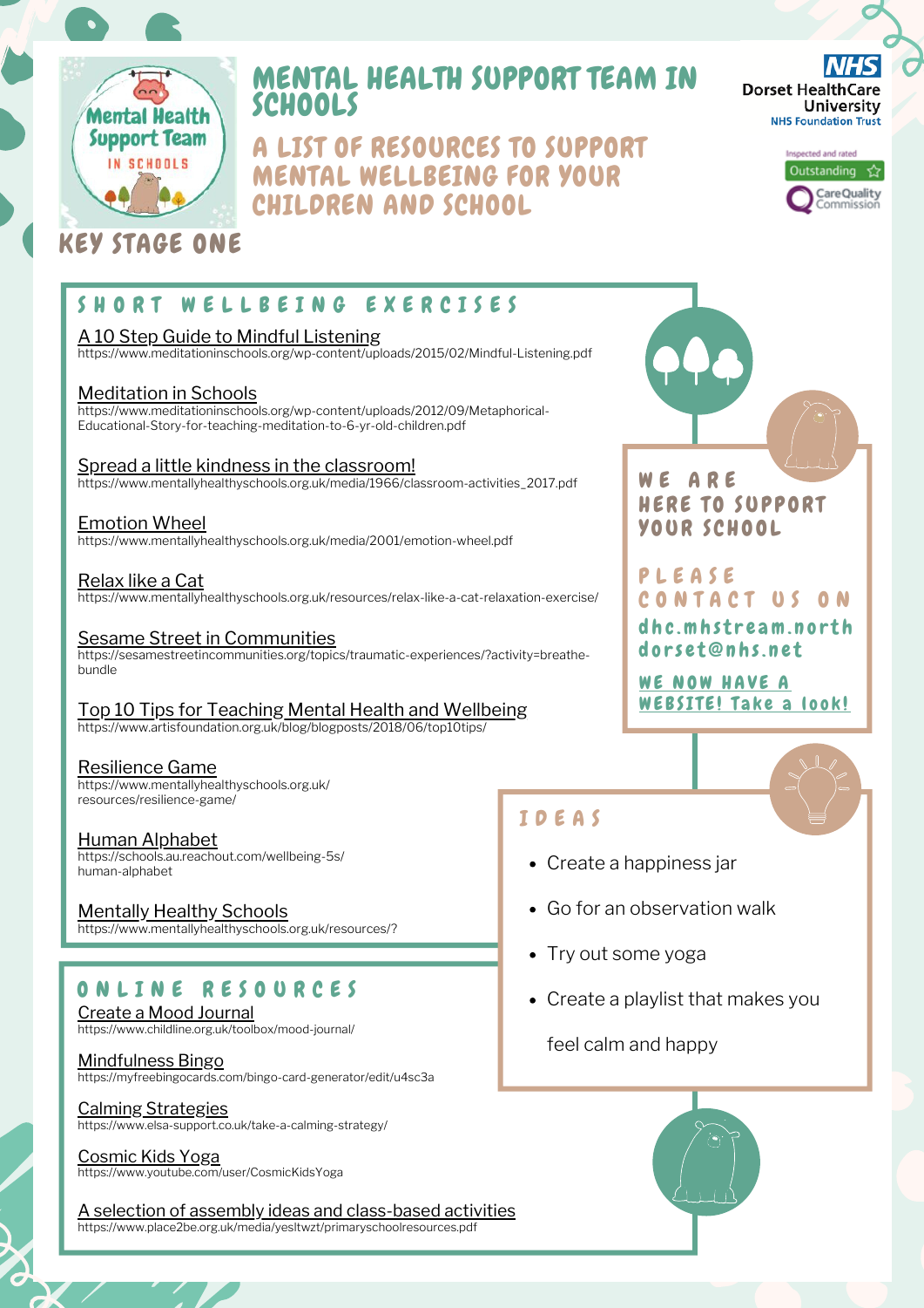Mental Health Support Team IN SCHOOLS

# MENTAL HEALTH SUPPORT TEAM IN SCHOOLS

## A LIST OF RESOURCES TO SUPPORT MENTAL WELLBEING FOR YOUR CHILDREN AND SCHOOL

NHS Dorset HealthCare University NHS Foundation Trust

Inspected and rated Outstanding — Care Quality Commission

## KEY STAGE ONE

### SHORT WELLBEING EXERCISES

A 10 Step Guide to Mindful Listening
https://www.meditationinschools.org/wp-content/uploads/2015/02/Mindful-Listening.pdf

Meditation in Schools
https://www.meditationinschools.org/wp-content/uploads/2012/09/Metaphorical-Educational-Story-for-teaching-meditation-to-6-yr-old-children.pdf

Spread a little kindness in the classroom!
https://www.mentallyhealthyschools.org.uk/media/1966/classroom-activities_2017.pdf

Emotion Wheel
https://www.mentallyhealthyschools.org.uk/media/2001/emotion-wheel.pdf

Relax like a Cat
https://www.mentallyhealthyschools.org.uk/resources/relax-like-a-cat-relaxation-exercise/

Sesame Street in Communities
https://sesamestreetincommunities.org/topics/traumatic-experiences/?activity=breathe-bundle

Top 10 Tips for Teaching Mental Health and Wellbeing
https://www.artisfoundation.org.uk/blog/blogposts/2018/06/top10tips/

Resilience Game
https://www.mentallyhealthyschools.org.uk/resources/resilience-game/

Human Alphabet
https://schools.au.reachout.com/wellbeing-5s/human-alphabet

Mentally Healthy Schools
https://www.mentallyhealthyschools.org.uk/resources/?

### WE ARE HERE TO SUPPORT YOUR SCHOOL

PLEASE CONTACT US ON
dhc.mhstream.northdorset@nhs.net

WE NOW HAVE A WEBSITE! Take a look!

### IDEAS

- Create a happiness jar
- Go for an observation walk
- Try out some yoga
- Create a playlist that makes you feel calm and happy

### ONLINE RESOURCES

Create a Mood Journal
https://www.childline.org.uk/toolbox/mood-journal/

Mindfulness Bingo
https://myfreebingocards.com/bingo-card-generator/edit/u4sc3a

Calming Strategies
https://www.elsa-support.co.uk/take-a-calming-strategy/

Cosmic Kids Yoga
https://www.youtube.com/user/CosmicKidsYoga

A selection of assembly ideas and class-based activities
https://www.place2be.org.uk/media/yesltwzt/primaryschoolresources.pdf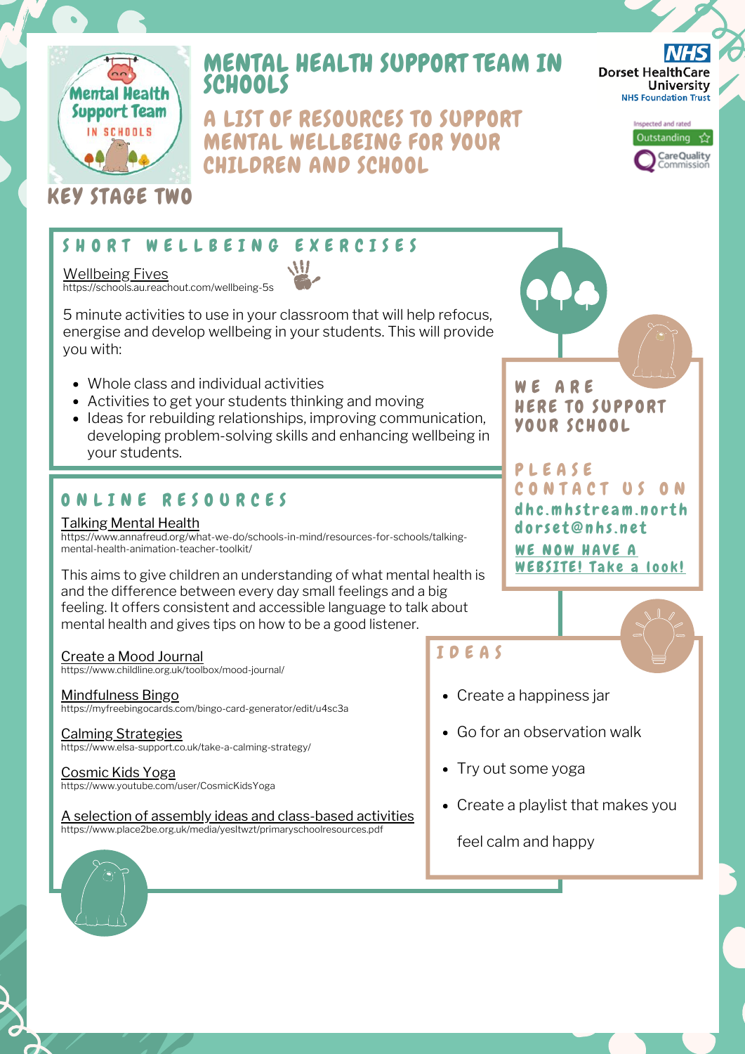# MENTAL HEALTH SUPPORT TEAM IN SCHOOLS

## A LIST OF RESOURCES TO SUPPORT MENTAL WELLBEING FOR YOUR CHILDREN AND SCHOOL

Mental Health Support Team IN SCHOOLS

NHS Dorset HealthCare University NHS Foundation Trust

Inspected and rated Outstanding Care Quality Commission

## KEY STAGE TWO

### SHORT WELLBEING EXERCISES

Wellbeing Fives
https://schools.au.reachout.com/wellbeing-5s

5 minute activities to use in your classroom that will help refocus, energise and develop wellbeing in your students. This will provide you with:

- Whole class and individual activities
- Activities to get your students thinking and moving
- Ideas for rebuilding relationships, improving communication, developing problem-solving skills and enhancing wellbeing in your students.

### ONLINE RESOURCES

Talking Mental Health
https://www.annafreud.org/what-we-do/schools-in-mind/resources-for-schools/talking-mental-health-animation-teacher-toolkit/

This aims to give children an understanding of what mental health is and the difference between every day small feelings and a big feeling. It offers consistent and accessible language to talk about mental health and gives tips on how to be a good listener.

Create a Mood Journal
https://www.childline.org.uk/toolbox/mood-journal/

Mindfulness Bingo
https://myfreebingocards.com/bingo-card-generator/edit/u4sc3a

Calming Strategies
https://www.elsa-support.co.uk/take-a-calming-strategy/

Cosmic Kids Yoga
https://www.youtube.com/user/CosmicKidsYoga

A selection of assembly ideas and class-based activities
https://www.place2be.org.uk/media/yesltwzt/primaryschoolresources.pdf

### WE ARE HERE TO SUPPORT YOUR SCHOOL

PLEASE CONTACT US ON dhc.mhstream.northdorset@nhs.net

WE NOW HAVE A WEBSITE! Take a look!

### IDEAS

- Create a happiness jar
- Go for an observation walk
- Try out some yoga
- Create a playlist that makes you feel calm and happy